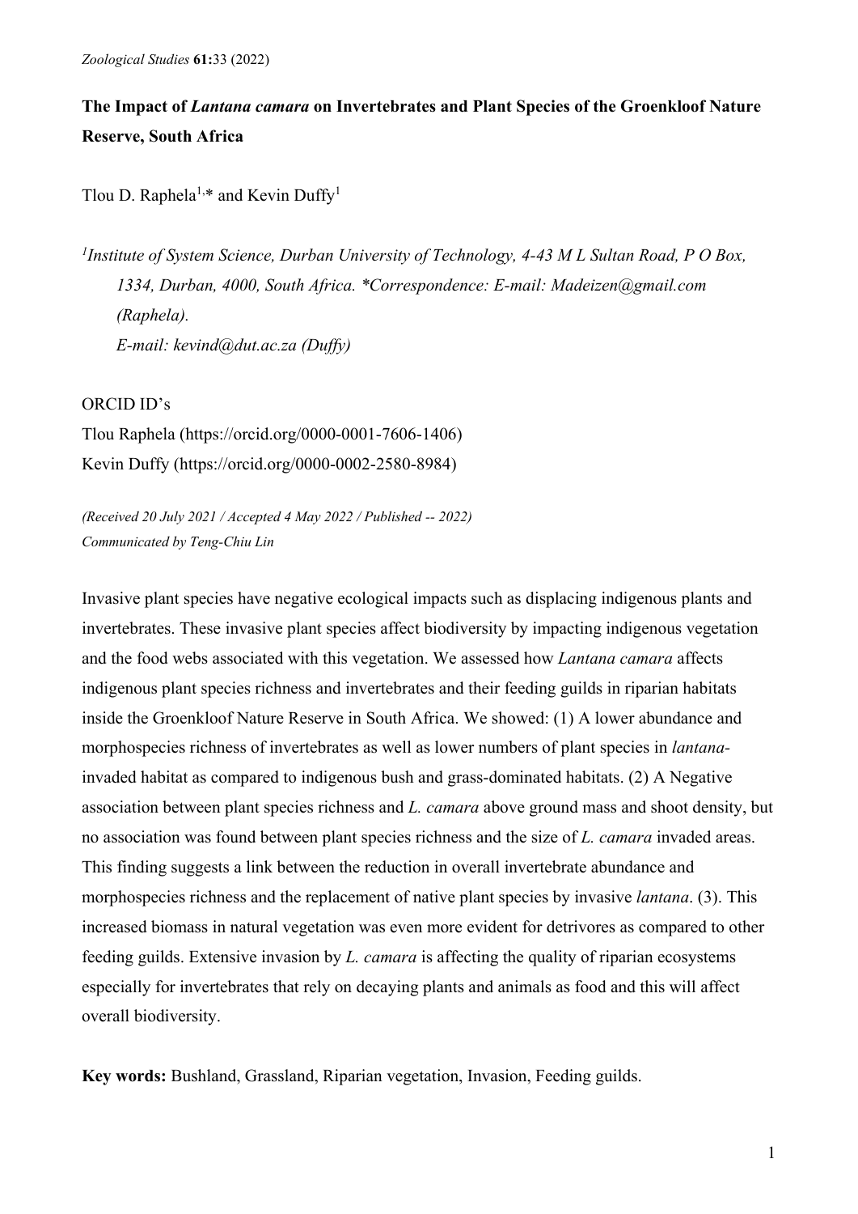# The Impact of *Lantana camara* on Invertebrates and Plant Species of the Groenkloof Nature Reserve, South Africa

Tlou D. Raphela[1,*] and Kevin Duffy[1]

[1]*Institute of System Science, Durban University of Technology, 4-43 M L Sultan Road, P O Box, 1334, Durban, 4000, South Africa. \*Correspondence: E-mail: Madeizen@gmail.com (Raphela).*
*E-mail: kevind@dut.ac.za (Duffy)*

ORCID ID's
Tlou Raphela (https://orcid.org/0000-0001-7606-1406)
Kevin Duffy (https://orcid.org/0000-0002-2580-8984)

*(Received 20 July 2021 / Accepted 4 May 2022 / Published -- 2022)*
*Communicated by Teng-Chiu Lin*

Invasive plant species have negative ecological impacts such as displacing indigenous plants and invertebrates. These invasive plant species affect biodiversity by impacting indigenous vegetation and the food webs associated with this vegetation. We assessed how *Lantana camara* affects indigenous plant species richness and invertebrates and their feeding guilds in riparian habitats inside the Groenkloof Nature Reserve in South Africa. We showed: (1) A lower abundance and morphospecies richness of invertebrates as well as lower numbers of plant species in *lantana*-invaded habitat as compared to indigenous bush and grass-dominated habitats. (2) A Negative association between plant species richness and *L. camara* above ground mass and shoot density, but no association was found between plant species richness and the size of *L. camara* invaded areas. This finding suggests a link between the reduction in overall invertebrate abundance and morphospecies richness and the replacement of native plant species by invasive *lantana*. (3). This increased biomass in natural vegetation was even more evident for detrivores as compared to other feeding guilds. Extensive invasion by *L. camara* is affecting the quality of riparian ecosystems especially for invertebrates that rely on decaying plants and animals as food and this will affect overall biodiversity.

**Key words:** Bushland, Grassland, Riparian vegetation, Invasion, Feeding guilds.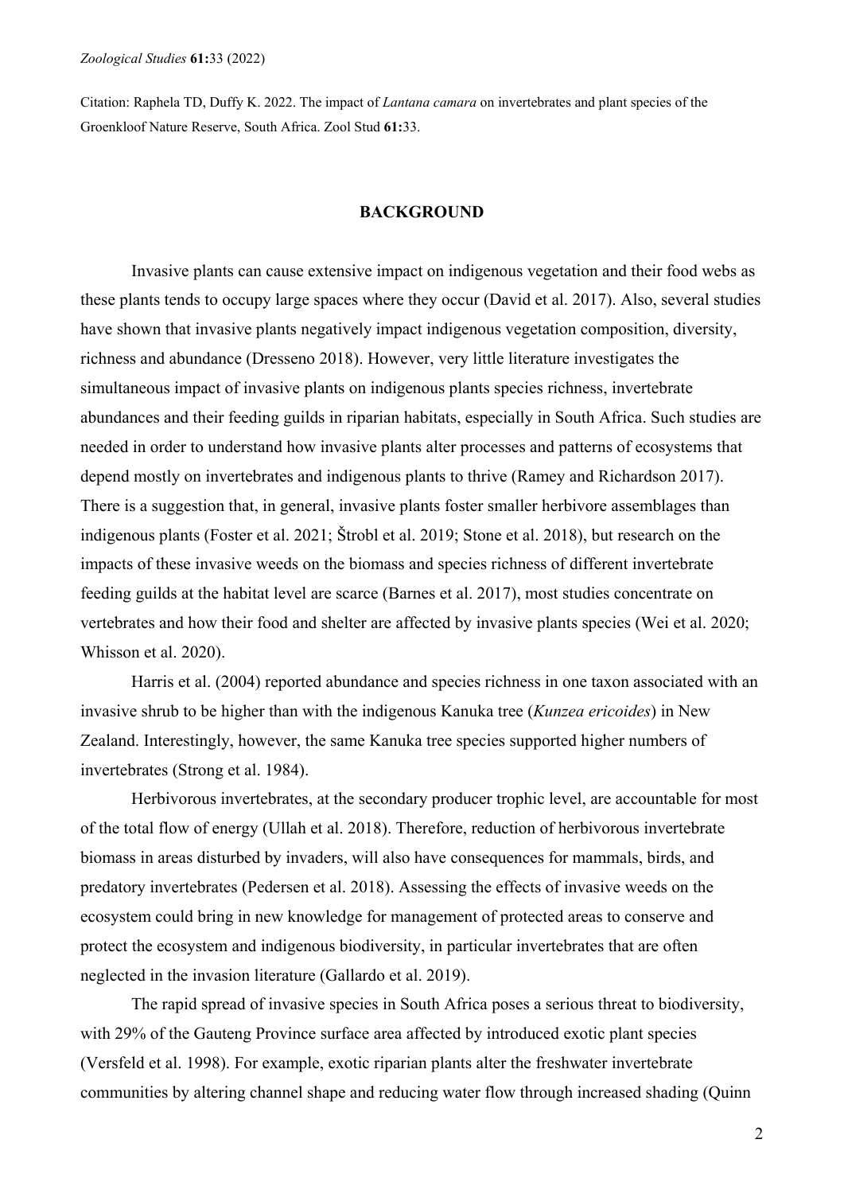Citation: Raphela TD, Duffy K. 2022. The impact of *Lantana camara* on invertebrates and plant species of the Groenkloof Nature Reserve, South Africa. Zool Stud **61:**33.

## BACKGROUND

Invasive plants can cause extensive impact on indigenous vegetation and their food webs as these plants tends to occupy large spaces where they occur (David et al. 2017). Also, several studies have shown that invasive plants negatively impact indigenous vegetation composition, diversity, richness and abundance (Dresseno 2018). However, very little literature investigates the simultaneous impact of invasive plants on indigenous plants species richness, invertebrate abundances and their feeding guilds in riparian habitats, especially in South Africa. Such studies are needed in order to understand how invasive plants alter processes and patterns of ecosystems that depend mostly on invertebrates and indigenous plants to thrive (Ramey and Richardson 2017). There is a suggestion that, in general, invasive plants foster smaller herbivore assemblages than indigenous plants (Foster et al. 2021; Štrobl et al. 2019; Stone et al. 2018), but research on the impacts of these invasive weeds on the biomass and species richness of different invertebrate feeding guilds at the habitat level are scarce (Barnes et al. 2017), most studies concentrate on vertebrates and how their food and shelter are affected by invasive plants species (Wei et al. 2020; Whisson et al. 2020).

Harris et al. (2004) reported abundance and species richness in one taxon associated with an invasive shrub to be higher than with the indigenous Kanuka tree (*Kunzea ericoides*) in New Zealand. Interestingly, however, the same Kanuka tree species supported higher numbers of invertebrates (Strong et al. 1984).

Herbivorous invertebrates, at the secondary producer trophic level, are accountable for most of the total flow of energy (Ullah et al. 2018). Therefore, reduction of herbivorous invertebrate biomass in areas disturbed by invaders, will also have consequences for mammals, birds, and predatory invertebrates (Pedersen et al. 2018). Assessing the effects of invasive weeds on the ecosystem could bring in new knowledge for management of protected areas to conserve and protect the ecosystem and indigenous biodiversity, in particular invertebrates that are often neglected in the invasion literature (Gallardo et al. 2019).

The rapid spread of invasive species in South Africa poses a serious threat to biodiversity, with 29% of the Gauteng Province surface area affected by introduced exotic plant species (Versfeld et al. 1998). For example, exotic riparian plants alter the freshwater invertebrate communities by altering channel shape and reducing water flow through increased shading (Quinn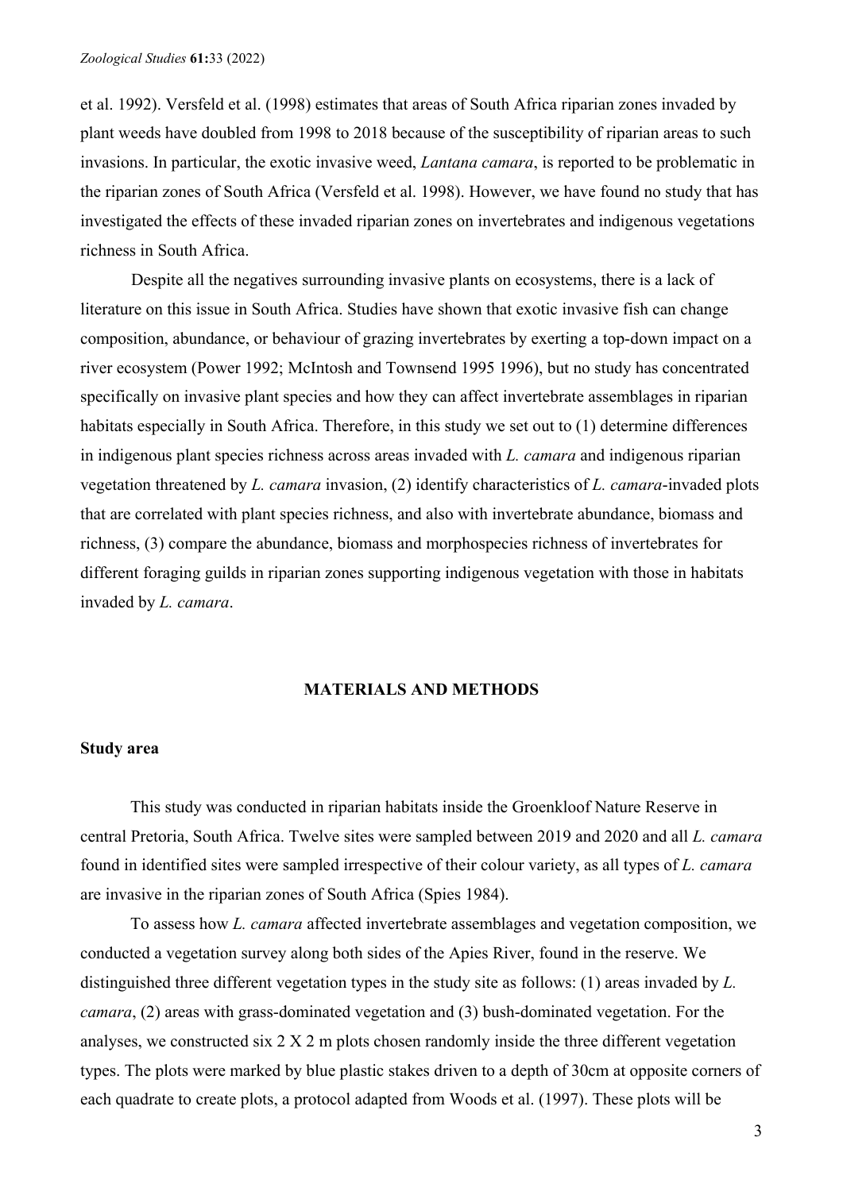et al. 1992). Versfeld et al. (1998) estimates that areas of South Africa riparian zones invaded by plant weeds have doubled from 1998 to 2018 because of the susceptibility of riparian areas to such invasions. In particular, the exotic invasive weed, *Lantana camara*, is reported to be problematic in the riparian zones of South Africa (Versfeld et al. 1998). However, we have found no study that has investigated the effects of these invaded riparian zones on invertebrates and indigenous vegetations richness in South Africa.

Despite all the negatives surrounding invasive plants on ecosystems, there is a lack of literature on this issue in South Africa. Studies have shown that exotic invasive fish can change composition, abundance, or behaviour of grazing invertebrates by exerting a top-down impact on a river ecosystem (Power 1992; McIntosh and Townsend 1995 1996), but no study has concentrated specifically on invasive plant species and how they can affect invertebrate assemblages in riparian habitats especially in South Africa. Therefore, in this study we set out to (1) determine differences in indigenous plant species richness across areas invaded with *L. camara* and indigenous riparian vegetation threatened by *L. camara* invasion, (2) identify characteristics of *L. camara*-invaded plots that are correlated with plant species richness, and also with invertebrate abundance, biomass and richness, (3) compare the abundance, biomass and morphospecies richness of invertebrates for different foraging guilds in riparian zones supporting indigenous vegetation with those in habitats invaded by *L. camara*.

## MATERIALS AND METHODS

### Study area

This study was conducted in riparian habitats inside the Groenkloof Nature Reserve in central Pretoria, South Africa. Twelve sites were sampled between 2019 and 2020 and all *L. camara* found in identified sites were sampled irrespective of their colour variety, as all types of *L. camara* are invasive in the riparian zones of South Africa (Spies 1984).

To assess how *L. camara* affected invertebrate assemblages and vegetation composition, we conducted a vegetation survey along both sides of the Apies River, found in the reserve. We distinguished three different vegetation types in the study site as follows: (1) areas invaded by *L. camara*, (2) areas with grass-dominated vegetation and (3) bush-dominated vegetation. For the analyses, we constructed six 2 X 2 m plots chosen randomly inside the three different vegetation types. The plots were marked by blue plastic stakes driven to a depth of 30cm at opposite corners of each quadrate to create plots, a protocol adapted from Woods et al. (1997). These plots will be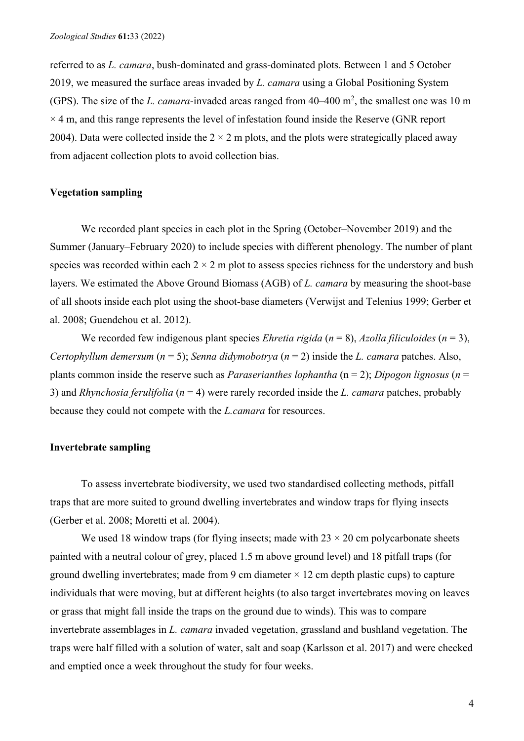referred to as *L. camara*, bush-dominated and grass-dominated plots. Between 1 and 5 October 2019, we measured the surface areas invaded by *L. camara* using a Global Positioning System (GPS). The size of the *L. camara*-invaded areas ranged from 40–400 $m^2$, the smallest one was 10 m $\times$ 4 m, and this range represents the level of infestation found inside the Reserve (GNR report 2004). Data were collected inside the 2 $\times$ 2 m plots, and the plots were strategically placed away from adjacent collection plots to avoid collection bias.

## Vegetation sampling

We recorded plant species in each plot in the Spring (October–November 2019) and the Summer (January–February 2020) to include species with different phenology. The number of plant species was recorded within each 2 $\times$ 2 m plot to assess species richness for the understory and bush layers. We estimated the Above Ground Biomass (AGB) of *L. camara* by measuring the shoot-base of all shoots inside each plot using the shoot-base diameters (Verwijst and Telenius 1999; Gerber et al. 2008; Guendehou et al. 2012).

We recorded few indigenous plant species *Ehretia rigida* (*n* = 8), *Azolla filiculoides* (*n* = 3), *Certophyllum demersum* (*n* = 5); *Senna didymobotrya* (*n* = 2) inside the *L. camara* patches. Also, plants common inside the reserve such as *Paraserianthes lophantha* (n = 2); *Dipogon lignosus* (*n* = 3) and *Rhynchosia ferulifolia* (*n* = 4) were rarely recorded inside the *L. camara* patches, probably because they could not compete with the *L.camara* for resources.

## Invertebrate sampling

To assess invertebrate biodiversity, we used two standardised collecting methods, pitfall traps that are more suited to ground dwelling invertebrates and window traps for flying insects (Gerber et al. 2008; Moretti et al. 2004).

We used 18 window traps (for flying insects; made with 23 $\times$ 20 cm polycarbonate sheets painted with a neutral colour of grey, placed 1.5 m above ground level) and 18 pitfall traps (for ground dwelling invertebrates; made from 9 cm diameter $\times$ 12 cm depth plastic cups) to capture individuals that were moving, but at different heights (to also target invertebrates moving on leaves or grass that might fall inside the traps on the ground due to winds). This was to compare invertebrate assemblages in *L. camara* invaded vegetation, grassland and bushland vegetation. The traps were half filled with a solution of water, salt and soap (Karlsson et al. 2017) and were checked and emptied once a week throughout the study for four weeks.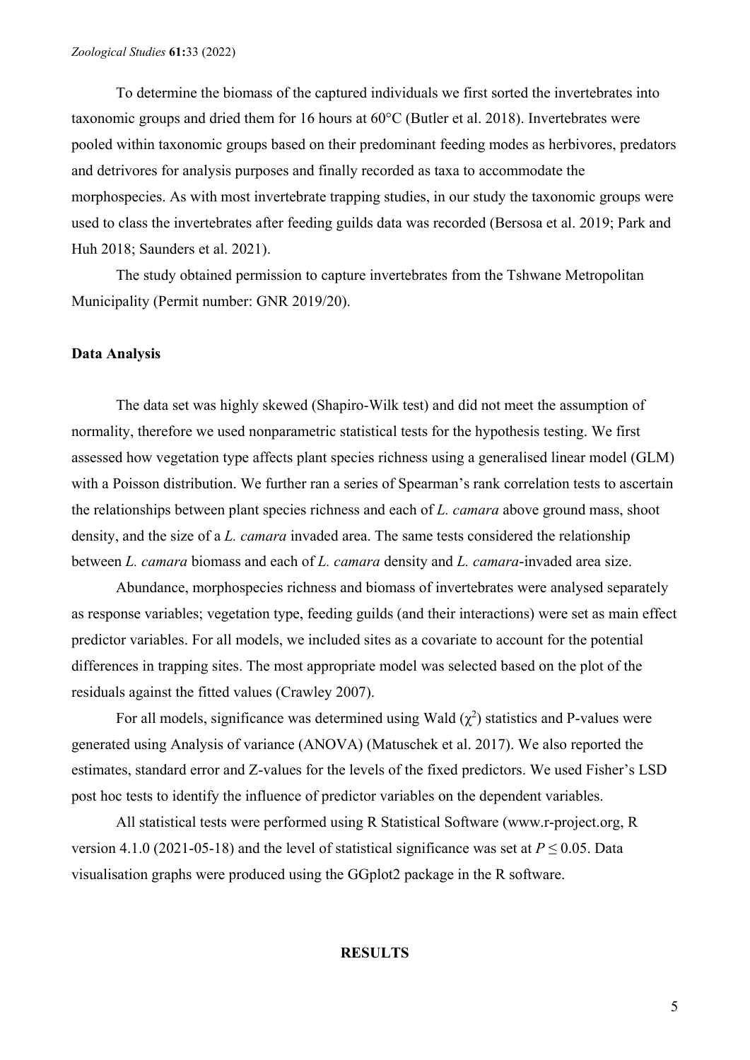To determine the biomass of the captured individuals we first sorted the invertebrates into taxonomic groups and dried them for 16 hours at 60°C (Butler et al. 2018). Invertebrates were pooled within taxonomic groups based on their predominant feeding modes as herbivores, predators and detrivores for analysis purposes and finally recorded as taxa to accommodate the morphospecies. As with most invertebrate trapping studies, in our study the taxonomic groups were used to class the invertebrates after feeding guilds data was recorded (Bersosa et al. 2019; Park and Huh 2018; Saunders et al. 2021).

The study obtained permission to capture invertebrates from the Tshwane Metropolitan Municipality (Permit number: GNR 2019/20).

**Data Analysis**

The data set was highly skewed (Shapiro-Wilk test) and did not meet the assumption of normality, therefore we used nonparametric statistical tests for the hypothesis testing. We first assessed how vegetation type affects plant species richness using a generalised linear model (GLM) with a Poisson distribution. We further ran a series of Spearman's rank correlation tests to ascertain the relationships between plant species richness and each of *L. camara* above ground mass, shoot density, and the size of a *L. camara* invaded area. The same tests considered the relationship between *L. camara* biomass and each of *L. camara* density and *L. camara*-invaded area size.

Abundance, morphospecies richness and biomass of invertebrates were analysed separately as response variables; vegetation type, feeding guilds (and their interactions) were set as main effect predictor variables. For all models, we included sites as a covariate to account for the potential differences in trapping sites. The most appropriate model was selected based on the plot of the residuals against the fitted values (Crawley 2007).

For all models, significance was determined using Wald ($\chi^2$) statistics and P-values were generated using Analysis of variance (ANOVA) (Matuschek et al. 2017). We also reported the estimates, standard error and Z-values for the levels of the fixed predictors. We used Fisher's LSD post hoc tests to identify the influence of predictor variables on the dependent variables.

All statistical tests were performed using R Statistical Software (www.r-project.org, R version 4.1.0 (2021-05-18) and the level of statistical significance was set at $P \leq 0.05$. Data visualisation graphs were produced using the GGplot2 package in the R software.

## RESULTS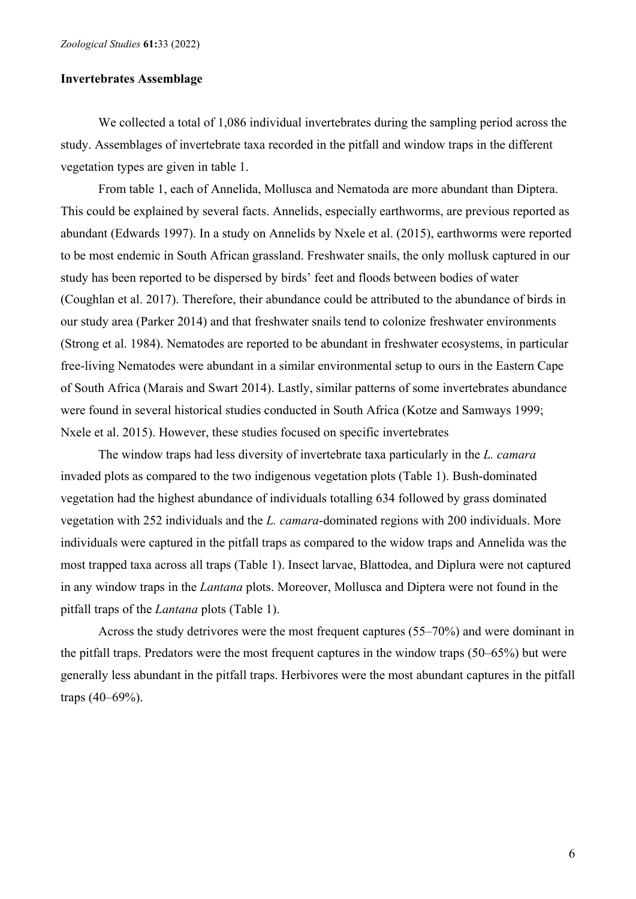### Invertebrates Assemblage

We collected a total of 1,086 individual invertebrates during the sampling period across the study. Assemblages of invertebrate taxa recorded in the pitfall and window traps in the different vegetation types are given in table 1.

From table 1, each of Annelida, Mollusca and Nematoda are more abundant than Diptera. This could be explained by several facts. Annelids, especially earthworms, are previous reported as abundant (Edwards 1997). In a study on Annelids by Nxele et al. (2015), earthworms were reported to be most endemic in South African grassland. Freshwater snails, the only mollusk captured in our study has been reported to be dispersed by birds' feet and floods between bodies of water (Coughlan et al. 2017). Therefore, their abundance could be attributed to the abundance of birds in our study area (Parker 2014) and that freshwater snails tend to colonize freshwater environments (Strong et al. 1984). Nematodes are reported to be abundant in freshwater ecosystems, in particular free-living Nematodes were abundant in a similar environmental setup to ours in the Eastern Cape of South Africa (Marais and Swart 2014). Lastly, similar patterns of some invertebrates abundance were found in several historical studies conducted in South Africa (Kotze and Samways 1999; Nxele et al. 2015). However, these studies focused on specific invertebrates

The window traps had less diversity of invertebrate taxa particularly in the *L. camara* invaded plots as compared to the two indigenous vegetation plots (Table 1). Bush-dominated vegetation had the highest abundance of individuals totalling 634 followed by grass dominated vegetation with 252 individuals and the *L. camara*-dominated regions with 200 individuals. More individuals were captured in the pitfall traps as compared to the widow traps and Annelida was the most trapped taxa across all traps (Table 1). Insect larvae, Blattodea, and Diplura were not captured in any window traps in the *Lantana* plots. Moreover, Mollusca and Diptera were not found in the pitfall traps of the *Lantana* plots (Table 1).

Across the study detrivores were the most frequent captures (55–70%) and were dominant in the pitfall traps. Predators were the most frequent captures in the window traps (50–65%) but were generally less abundant in the pitfall traps. Herbivores were the most abundant captures in the pitfall traps (40–69%).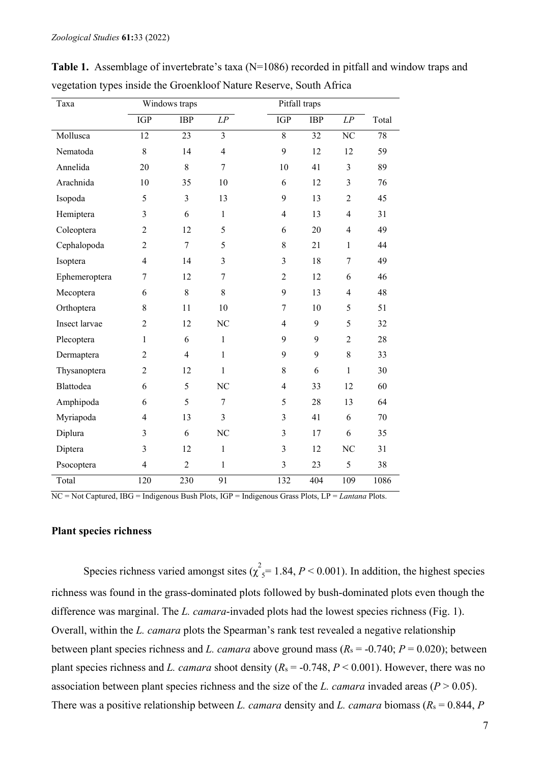**Table 1.** Assemblage of invertebrate's taxa (N=1086) recorded in pitfall and window traps and vegetation types inside the Groenkloof Nature Reserve, South Africa

| Taxa | Windows traps | | | Pitfall traps | | | |
|---|---|---|---|---|---|---|---|
| | IGP | IBP | *LP* | IGP | IBP | *LP* | Total |
| Mollusca | 12 | 23 | 3 | 8 | 32 | NC | 78 |
| Nematoda | 8 | 14 | 4 | 9 | 12 | 12 | 59 |
| Annelida | 20 | 8 | 7 | 10 | 41 | 3 | 89 |
| Arachnida | 10 | 35 | 10 | 6 | 12 | 3 | 76 |
| Isopoda | 5 | 3 | 13 | 9 | 13 | 2 | 45 |
| Hemiptera | 3 | 6 | 1 | 4 | 13 | 4 | 31 |
| Coleoptera | 2 | 12 | 5 | 6 | 20 | 4 | 49 |
| Cephalopoda | 2 | 7 | 5 | 8 | 21 | 1 | 44 |
| Isoptera | 4 | 14 | 3 | 3 | 18 | 7 | 49 |
| Ephemeroptera | 7 | 12 | 7 | 2 | 12 | 6 | 46 |
| Mecoptera | 6 | 8 | 8 | 9 | 13 | 4 | 48 |
| Orthoptera | 8 | 11 | 10 | 7 | 10 | 5 | 51 |
| Insect larvae | 2 | 12 | NC | 4 | 9 | 5 | 32 |
| Plecoptera | 1 | 6 | 1 | 9 | 9 | 2 | 28 |
| Dermaptera | 2 | 4 | 1 | 9 | 9 | 8 | 33 |
| Thysanoptera | 2 | 12 | 1 | 8 | 6 | 1 | 30 |
| Blattodea | 6 | 5 | NC | 4 | 33 | 12 | 60 |
| Amphipoda | 6 | 5 | 7 | 5 | 28 | 13 | 64 |
| Myriapoda | 4 | 13 | 3 | 3 | 41 | 6 | 70 |
| Diplura | 3 | 6 | NC | 3 | 17 | 6 | 35 |
| Diptera | 3 | 12 | 1 | 3 | 12 | NC | 31 |
| Psocoptera | 4 | 2 | 1 | 3 | 23 | 5 | 38 |
| Total | 120 | 230 | 91 | 132 | 404 | 109 | 1086 |

NC = Not Captured, IBG = Indigenous Bush Plots, IGP = Indigenous Grass Plots, LP = *Lantana* Plots.

### Plant species richness

Species richness varied amongst sites ($\chi^2_5 = 1.84$, $P < 0.001$). In addition, the highest species richness was found in the grass-dominated plots followed by bush-dominated plots even though the difference was marginal. The *L. camara*-invaded plots had the lowest species richness (Fig. 1). Overall, within the *L. camara* plots the Spearman's rank test revealed a negative relationship between plant species richness and *L. camara* above ground mass ($R_s = -0.740$; $P = 0.020$); between plant species richness and *L. camara* shoot density ($R_s = -0.748$, $P < 0.001$). However, there was no association between plant species richness and the size of the *L. camara* invaded areas ($P > 0.05$). There was a positive relationship between *L. camara* density and *L. camara* biomass ($R_s = 0.844$, *P*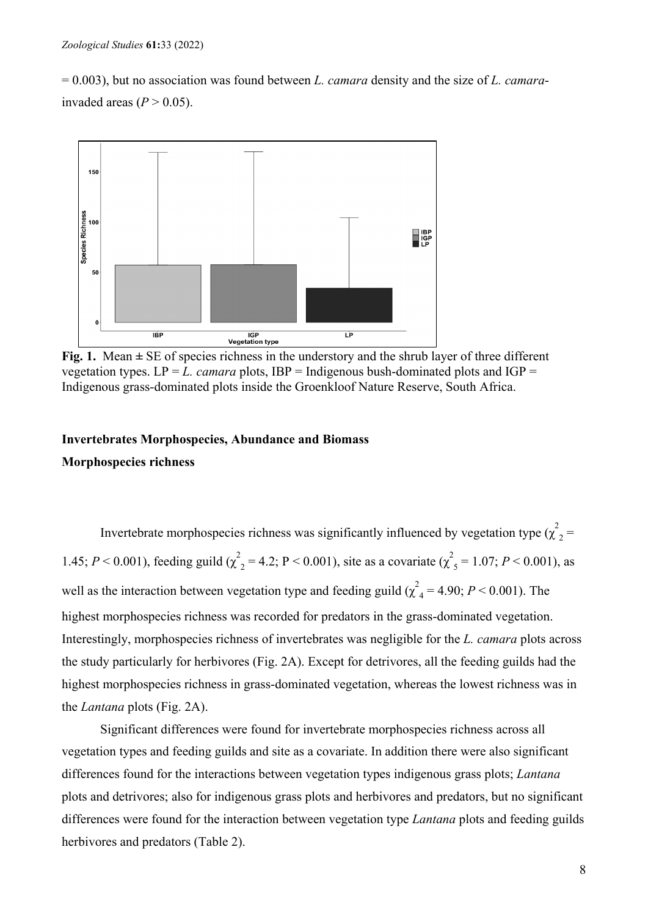= 0.003), but no association was found between *L. camara* density and the size of *L. camara*-invaded areas ($P > 0.05$).

**Fig. 1.** Mean ± SE of species richness in the understory and the shrub layer of three different vegetation types. LP = *L. camara* plots, IBP = Indigenous bush-dominated plots and IGP = Indigenous grass-dominated plots inside the Groenkloof Nature Reserve, South Africa.

**Invertebrates Morphospecies, Abundance and Biomass**

**Morphospecies richness**

Invertebrate morphospecies richness was significantly influenced by vegetation type ($\chi^2_2$ = 1.45; $P < 0.001$), feeding guild ($\chi^2_2$ = 4.2; $P < 0.001$), site as a covariate ($\chi^2_5$ = 1.07; $P < 0.001$), as well as the interaction between vegetation type and feeding guild ($\chi^2_4$ = 4.90; $P < 0.001$). The highest morphospecies richness was recorded for predators in the grass-dominated vegetation. Interestingly, morphospecies richness of invertebrates was negligible for the *L. camara* plots across the study particularly for herbivores (Fig. 2A). Except for detrivores, all the feeding guilds had the highest morphospecies richness in grass-dominated vegetation, whereas the lowest richness was in the *Lantana* plots (Fig. 2A).

Significant differences were found for invertebrate morphospecies richness across all vegetation types and feeding guilds and site as a covariate. In addition there were also significant differences found for the interactions between vegetation types indigenous grass plots; *Lantana* plots and detrivores; also for indigenous grass plots and herbivores and predators, but no significant differences were found for the interaction between vegetation type *Lantana* plots and feeding guilds herbivores and predators (Table 2).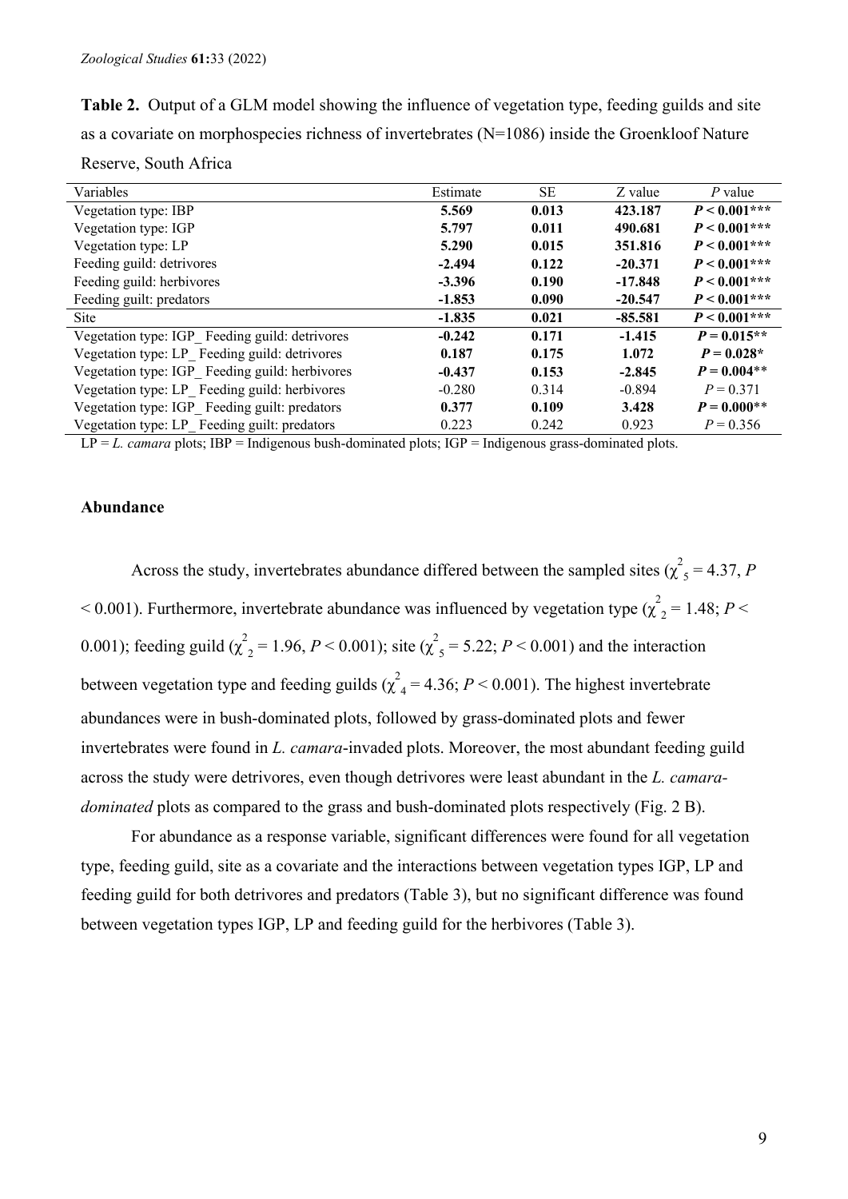**Table 2.** Output of a GLM model showing the influence of vegetation type, feeding guilds and site as a covariate on morphospecies richness of invertebrates (N=1086) inside the Groenkloof Nature Reserve, South Africa

| Variables | Estimate | SE | Z value | *P* value |
|---|---|---|---|---|
| Vegetation type: IBP | **5.569** | **0.013** | **423.187** | ***P* < 0.001*** ** |
| Vegetation type: IGP | **5.797** | **0.011** | **490.681** | ***P* < 0.001*** ** |
| Vegetation type: LP | **5.290** | **0.015** | **351.816** | ***P* < 0.001*** ** |
| Feeding guild: detrivores | **-2.494** | **0.122** | **-20.371** | ***P* < 0.001*** ** |
| Feeding guild: herbivores | **-3.396** | **0.190** | **-17.848** | ***P* < 0.001*** ** |
| Feeding guilt: predators | **-1.853** | **0.090** | **-20.547** | ***P* < 0.001*** ** |
| Site | **-1.835** | **0.021** | **-85.581** | ***P* < 0.001*** ** |
| Vegetation type: IGP_ Feeding guild: detrivores | **-0.242** | **0.171** | **-1.415** | ***P* = 0.015**** |
| Vegetation type: LP_ Feeding guild: detrivores | **0.187** | **0.175** | **1.072** | ***P* = 0.028*** |
| Vegetation type: IGP_ Feeding guild: herbivores | **-0.437** | **0.153** | **-2.845** | ***P* = 0.004**** |
| Vegetation type: LP_ Feeding guild: herbivores | -0.280 | 0.314 | -0.894 | *P* = 0.371 |
| Vegetation type: IGP_ Feeding guilt: predators | **0.377** | **0.109** | **3.428** | ***P* = 0.000**** |
| Vegetation type: LP_ Feeding guilt: predators | 0.223 | 0.242 | 0.923 | *P* = 0.356 |

LP = *L. camara* plots; IBP = Indigenous bush-dominated plots; IGP = Indigenous grass-dominated plots.

**Abundance**

Across the study, invertebrates abundance differed between the sampled sites ($\chi^2_5 = 4.37$, $P < 0.001$). Furthermore, invertebrate abundance was influenced by vegetation type ($\chi^2_2 = 1.48$; $P < 0.001$); feeding guild ($\chi^2_2 = 1.96$, $P < 0.001$); site ($\chi^2_5 = 5.22$; $P < 0.001$) and the interaction between vegetation type and feeding guilds ($\chi^2_4 = 4.36$; $P < 0.001$). The highest invertebrate abundances were in bush-dominated plots, followed by grass-dominated plots and fewer invertebrates were found in *L. camara*-invaded plots. Moreover, the most abundant feeding guild across the study were detrivores, even though detrivores were least abundant in the *L. camara-dominated* plots as compared to the grass and bush-dominated plots respectively (Fig. 2 B).

For abundance as a response variable, significant differences were found for all vegetation type, feeding guild, site as a covariate and the interactions between vegetation types IGP, LP and feeding guild for both detrivores and predators (Table 3), but no significant difference was found between vegetation types IGP, LP and feeding guild for the herbivores (Table 3).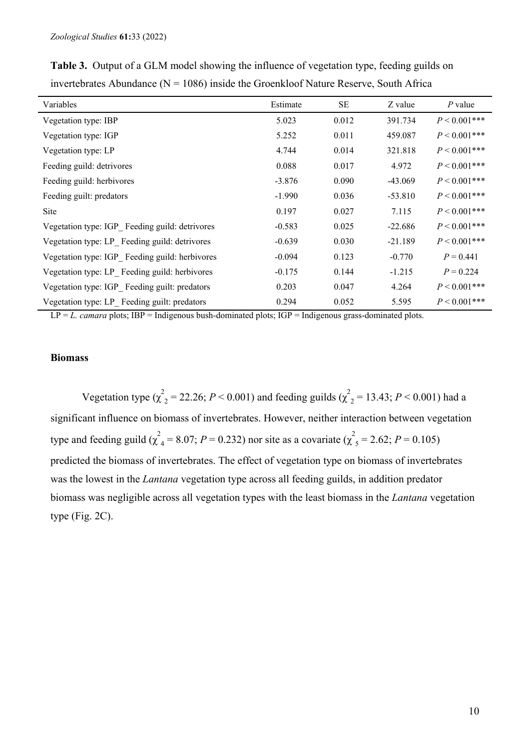**Table 3.** Output of a GLM model showing the influence of vegetation type, feeding guilds on invertebrates Abundance (N = 1086) inside the Groenkloof Nature Reserve, South Africa

| Variables | Estimate | SE | Z value | *P* value |
|---|---|---|---|---|
| Vegetation type: IBP | 5.023 | 0.012 | 391.734 | $P < 0.001$*** |
| Vegetation type: IGP | 5.252 | 0.011 | 459.087 | $P < 0.001$*** |
| Vegetation type: LP | 4.744 | 0.014 | 321.818 | $P < 0.001$*** |
| Feeding guild: detrivores | 0.088 | 0.017 | 4.972 | $P < 0.001$*** |
| Feeding guild: herbivores | -3.876 | 0.090 | -43.069 | $P < 0.001$*** |
| Feeding guilt: predators | -1.990 | 0.036 | -53.810 | $P < 0.001$*** |
| Site | 0.197 | 0.027 | 7.115 | $P < 0.001$*** |
| Vegetation type: IGP_ Feeding guild: detrivores | -0.583 | 0.025 | -22.686 | $P < 0.001$*** |
| Vegetation type: LP_ Feeding guild: detrivores | -0.639 | 0.030 | -21.189 | $P < 0.001$*** |
| Vegetation type: IGP_ Feeding guild: herbivores | -0.094 | 0.123 | -0.770 | $P = 0.441$ |
| Vegetation type: LP_ Feeding guild: herbivores | -0.175 | 0.144 | -1.215 | $P = 0.224$ |
| Vegetation type: IGP_ Feeding guilt: predators | 0.203 | 0.047 | 4.264 | $P < 0.001$*** |
| Vegetation type: LP_ Feeding guilt: predators | 0.294 | 0.052 | 5.595 | $P < 0.001$*** |

LP = *L. camara* plots; IBP = Indigenous bush-dominated plots; IGP = Indigenous grass-dominated plots.

### Biomass

Vegetation type ($\chi^2_2 = 22.26$; $P < 0.001$) and feeding guilds ($\chi^2_2 = 13.43$; $P < 0.001$) had a significant influence on biomass of invertebrates. However, neither interaction between vegetation type and feeding guild ($\chi^2_4 = 8.07$; $P = 0.232$) nor site as a covariate ($\chi^2_5 = 2.62$; $P = 0.105$) predicted the biomass of invertebrates. The effect of vegetation type on biomass of invertebrates was the lowest in the *Lantana* vegetation type across all feeding guilds, in addition predator biomass was negligible across all vegetation types with the least biomass in the *Lantana* vegetation type (Fig. 2C).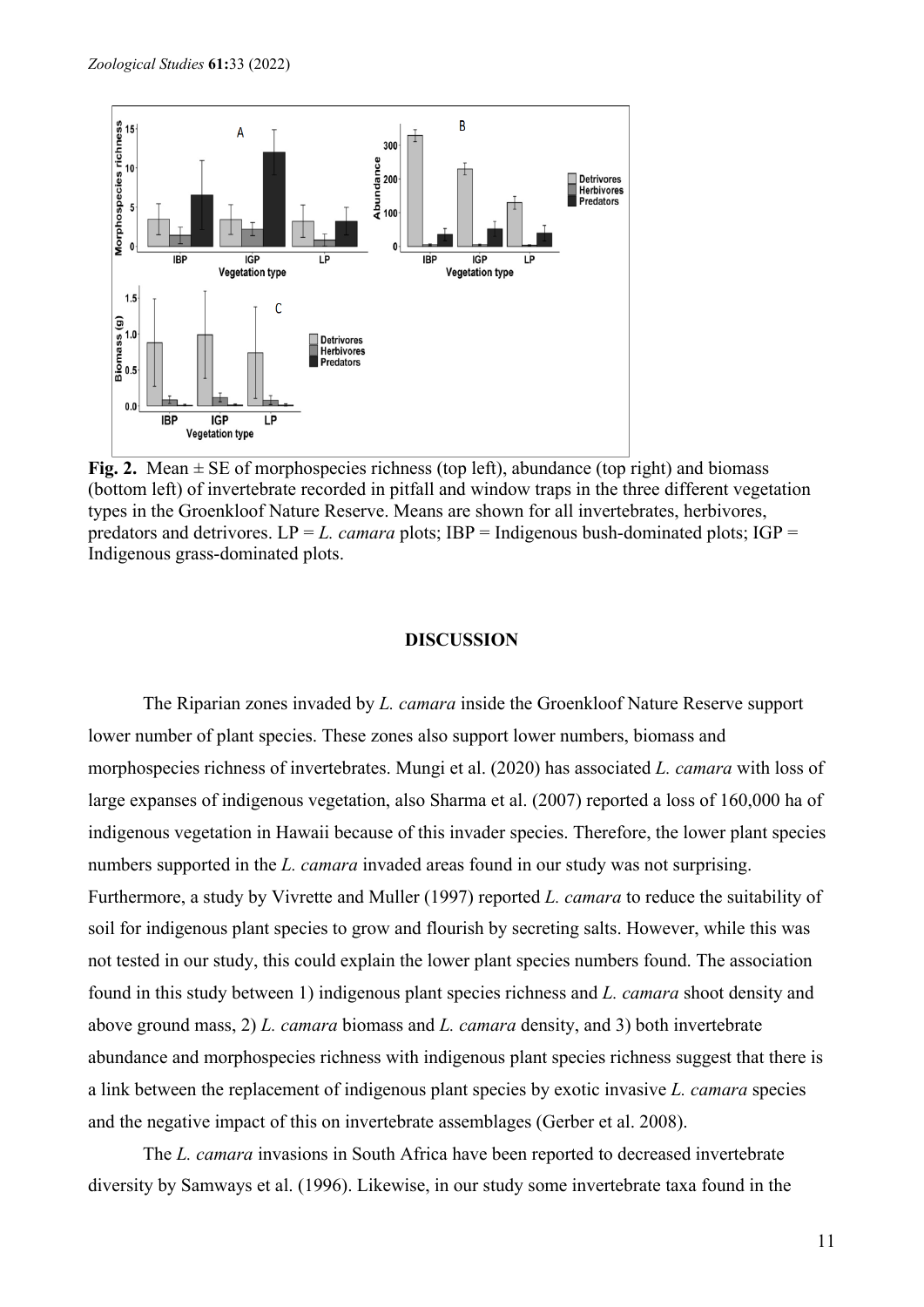**Fig. 2.** Mean ± SE of morphospecies richness (top left), abundance (top right) and biomass (bottom left) of invertebrate recorded in pitfall and window traps in the three different vegetation types in the Groenkloof Nature Reserve. Means are shown for all invertebrates, herbivores, predators and detrivores. LP = *L. camara* plots; IBP = Indigenous bush-dominated plots; IGP = Indigenous grass-dominated plots.

## DISCUSSION

The Riparian zones invaded by *L. camara* inside the Groenkloof Nature Reserve support lower number of plant species. These zones also support lower numbers, biomass and morphospecies richness of invertebrates. Mungi et al. (2020) has associated *L. camara* with loss of large expanses of indigenous vegetation, also Sharma et al. (2007) reported a loss of 160,000 ha of indigenous vegetation in Hawaii because of this invader species. Therefore, the lower plant species numbers supported in the *L. camara* invaded areas found in our study was not surprising. Furthermore, a study by Vivrette and Muller (1997) reported *L. camara* to reduce the suitability of soil for indigenous plant species to grow and flourish by secreting salts. However, while this was not tested in our study, this could explain the lower plant species numbers found. The association found in this study between 1) indigenous plant species richness and *L. camara* shoot density and above ground mass, 2) *L. camara* biomass and *L. camara* density, and 3) both invertebrate abundance and morphospecies richness with indigenous plant species richness suggest that there is a link between the replacement of indigenous plant species by exotic invasive *L. camara* species and the negative impact of this on invertebrate assemblages (Gerber et al. 2008).

The *L. camara* invasions in South Africa have been reported to decreased invertebrate diversity by Samways et al. (1996). Likewise, in our study some invertebrate taxa found in the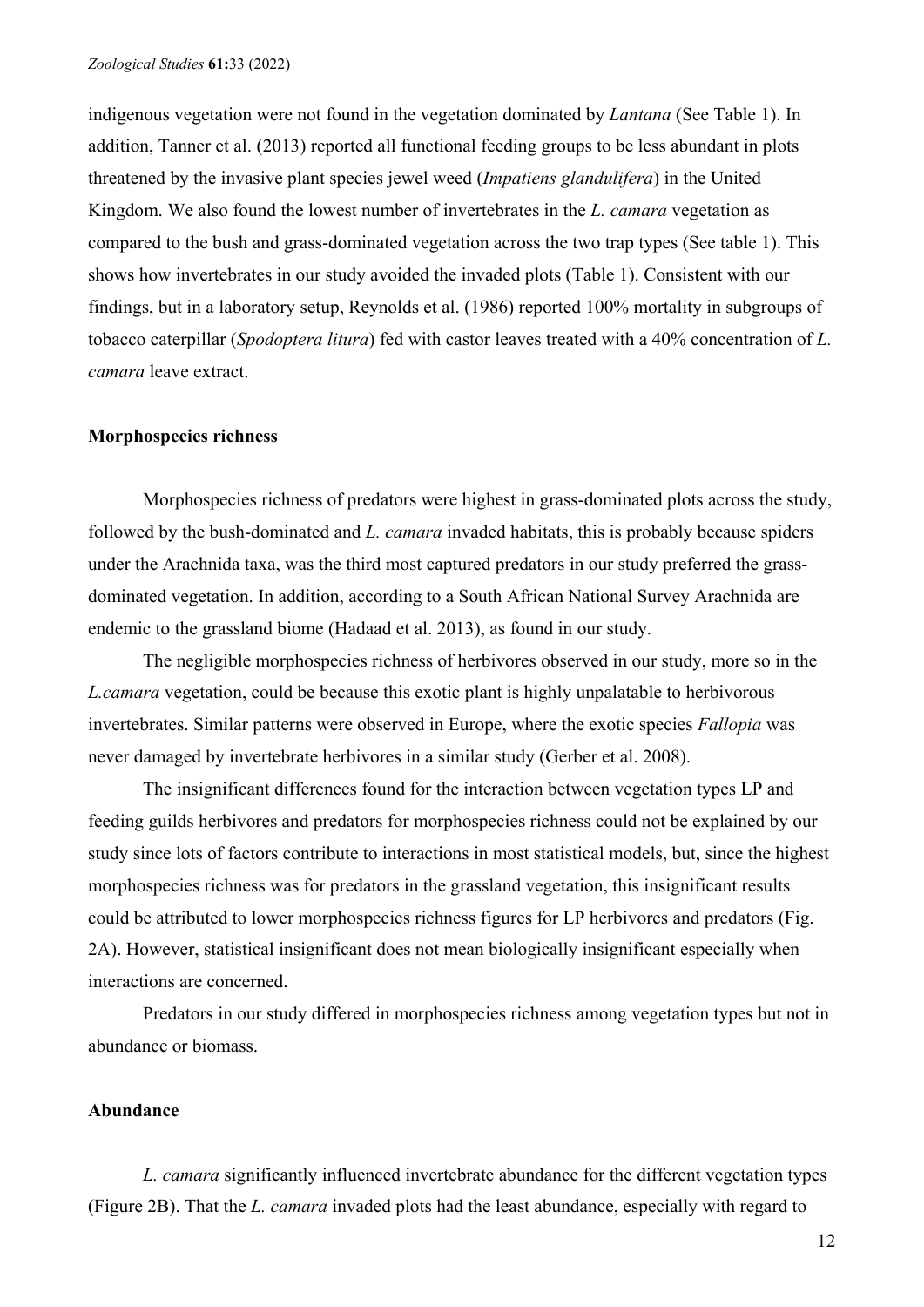indigenous vegetation were not found in the vegetation dominated by *Lantana* (See Table 1). In addition, Tanner et al. (2013) reported all functional feeding groups to be less abundant in plots threatened by the invasive plant species jewel weed (*Impatiens glandulifera*) in the United Kingdom. We also found the lowest number of invertebrates in the *L. camara* vegetation as compared to the bush and grass-dominated vegetation across the two trap types (See table 1). This shows how invertebrates in our study avoided the invaded plots (Table 1). Consistent with our findings, but in a laboratory setup, Reynolds et al. (1986) reported 100% mortality in subgroups of tobacco caterpillar (*Spodoptera litura*) fed with castor leaves treated with a 40% concentration of *L. camara* leave extract.

**Morphospecies richness**

Morphospecies richness of predators were highest in grass-dominated plots across the study, followed by the bush-dominated and *L. camara* invaded habitats, this is probably because spiders under the Arachnida taxa, was the third most captured predators in our study preferred the grass-dominated vegetation. In addition, according to a South African National Survey Arachnida are endemic to the grassland biome (Hadaad et al. 2013), as found in our study.

The negligible morphospecies richness of herbivores observed in our study, more so in the *L.camara* vegetation, could be because this exotic plant is highly unpalatable to herbivorous invertebrates. Similar patterns were observed in Europe, where the exotic species *Fallopia* was never damaged by invertebrate herbivores in a similar study (Gerber et al. 2008).

The insignificant differences found for the interaction between vegetation types LP and feeding guilds herbivores and predators for morphospecies richness could not be explained by our study since lots of factors contribute to interactions in most statistical models, but, since the highest morphospecies richness was for predators in the grassland vegetation, this insignificant results could be attributed to lower morphospecies richness figures for LP herbivores and predators (Fig. 2A). However, statistical insignificant does not mean biologically insignificant especially when interactions are concerned.

Predators in our study differed in morphospecies richness among vegetation types but not in abundance or biomass.

**Abundance**

*L. camara* significantly influenced invertebrate abundance for the different vegetation types (Figure 2B). That the *L. camara* invaded plots had the least abundance, especially with regard to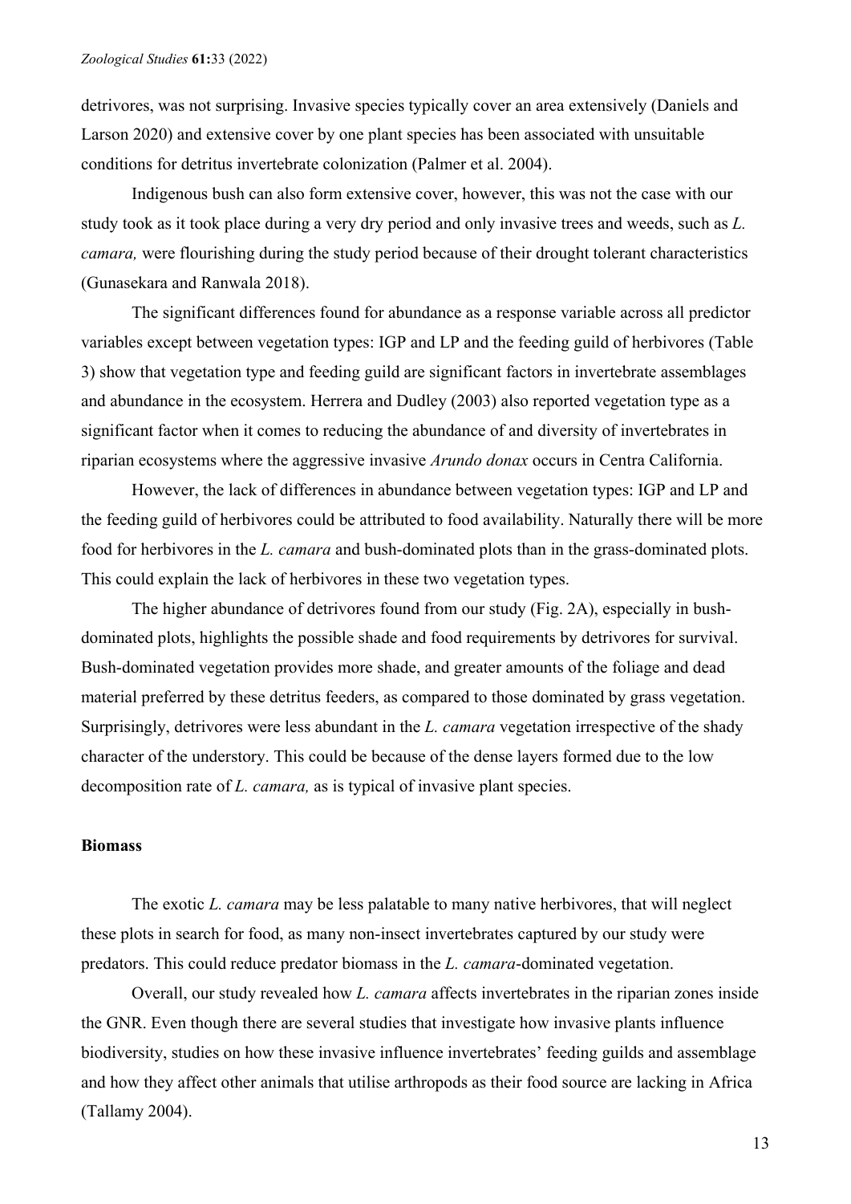detrivores, was not surprising. Invasive species typically cover an area extensively (Daniels and Larson 2020) and extensive cover by one plant species has been associated with unsuitable conditions for detritus invertebrate colonization (Palmer et al. 2004).

Indigenous bush can also form extensive cover, however, this was not the case with our study took as it took place during a very dry period and only invasive trees and weeds, such as *L. camara,* were flourishing during the study period because of their drought tolerant characteristics (Gunasekara and Ranwala 2018).

The significant differences found for abundance as a response variable across all predictor variables except between vegetation types: IGP and LP and the feeding guild of herbivores (Table 3) show that vegetation type and feeding guild are significant factors in invertebrate assemblages and abundance in the ecosystem. Herrera and Dudley (2003) also reported vegetation type as a significant factor when it comes to reducing the abundance of and diversity of invertebrates in riparian ecosystems where the aggressive invasive *Arundo donax* occurs in Centra California.

However, the lack of differences in abundance between vegetation types: IGP and LP and the feeding guild of herbivores could be attributed to food availability. Naturally there will be more food for herbivores in the *L. camara* and bush-dominated plots than in the grass-dominated plots. This could explain the lack of herbivores in these two vegetation types.

The higher abundance of detrivores found from our study (Fig. 2A), especially in bush-dominated plots, highlights the possible shade and food requirements by detrivores for survival. Bush-dominated vegetation provides more shade, and greater amounts of the foliage and dead material preferred by these detritus feeders, as compared to those dominated by grass vegetation. Surprisingly, detrivores were less abundant in the *L. camara* vegetation irrespective of the shady character of the understory. This could be because of the dense layers formed due to the low decomposition rate of *L. camara,* as is typical of invasive plant species.

**Biomass**

The exotic *L. camara* may be less palatable to many native herbivores, that will neglect these plots in search for food, as many non-insect invertebrates captured by our study were predators. This could reduce predator biomass in the *L. camara*-dominated vegetation.

Overall, our study revealed how *L. camara* affects invertebrates in the riparian zones inside the GNR. Even though there are several studies that investigate how invasive plants influence biodiversity, studies on how these invasive influence invertebrates' feeding guilds and assemblage and how they affect other animals that utilise arthropods as their food source are lacking in Africa (Tallamy 2004).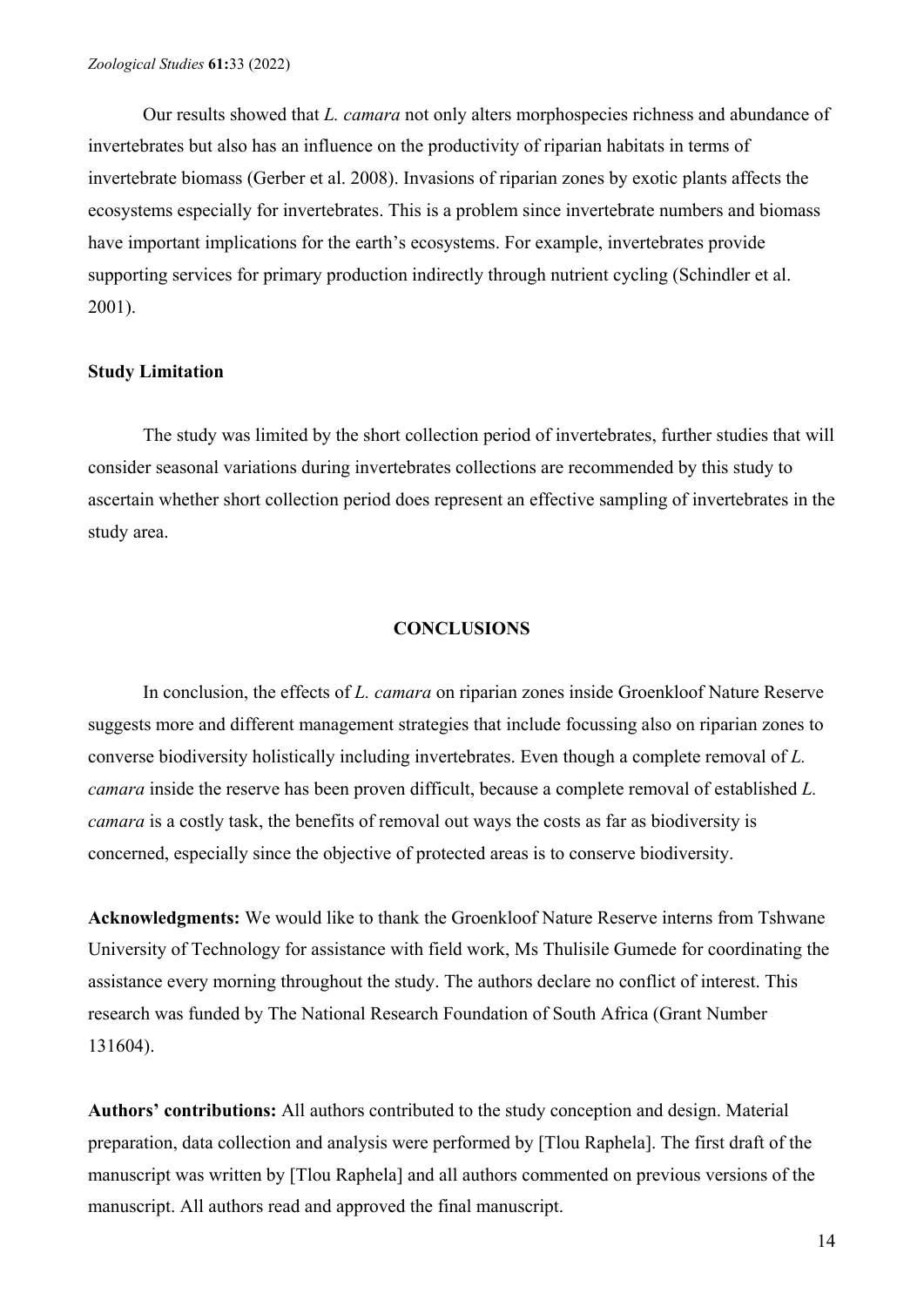Our results showed that *L. camara* not only alters morphospecies richness and abundance of invertebrates but also has an influence on the productivity of riparian habitats in terms of invertebrate biomass (Gerber et al. 2008). Invasions of riparian zones by exotic plants affects the ecosystems especially for invertebrates. This is a problem since invertebrate numbers and biomass have important implications for the earth's ecosystems. For example, invertebrates provide supporting services for primary production indirectly through nutrient cycling (Schindler et al. 2001).

### Study Limitation

The study was limited by the short collection period of invertebrates, further studies that will consider seasonal variations during invertebrates collections are recommended by this study to ascertain whether short collection period does represent an effective sampling of invertebrates in the study area.

## CONCLUSIONS

In conclusion, the effects of *L. camara* on riparian zones inside Groenkloof Nature Reserve suggests more and different management strategies that include focussing also on riparian zones to converse biodiversity holistically including invertebrates. Even though a complete removal of *L. camara* inside the reserve has been proven difficult, because a complete removal of established *L. camara* is a costly task, the benefits of removal out ways the costs as far as biodiversity is concerned, especially since the objective of protected areas is to conserve biodiversity.

**Acknowledgments:** We would like to thank the Groenkloof Nature Reserve interns from Tshwane University of Technology for assistance with field work, Ms Thulisile Gumede for coordinating the assistance every morning throughout the study. The authors declare no conflict of interest. This research was funded by The National Research Foundation of South Africa (Grant Number 131604).

**Authors' contributions:** All authors contributed to the study conception and design. Material preparation, data collection and analysis were performed by [Tlou Raphela]. The first draft of the manuscript was written by [Tlou Raphela] and all authors commented on previous versions of the manuscript. All authors read and approved the final manuscript.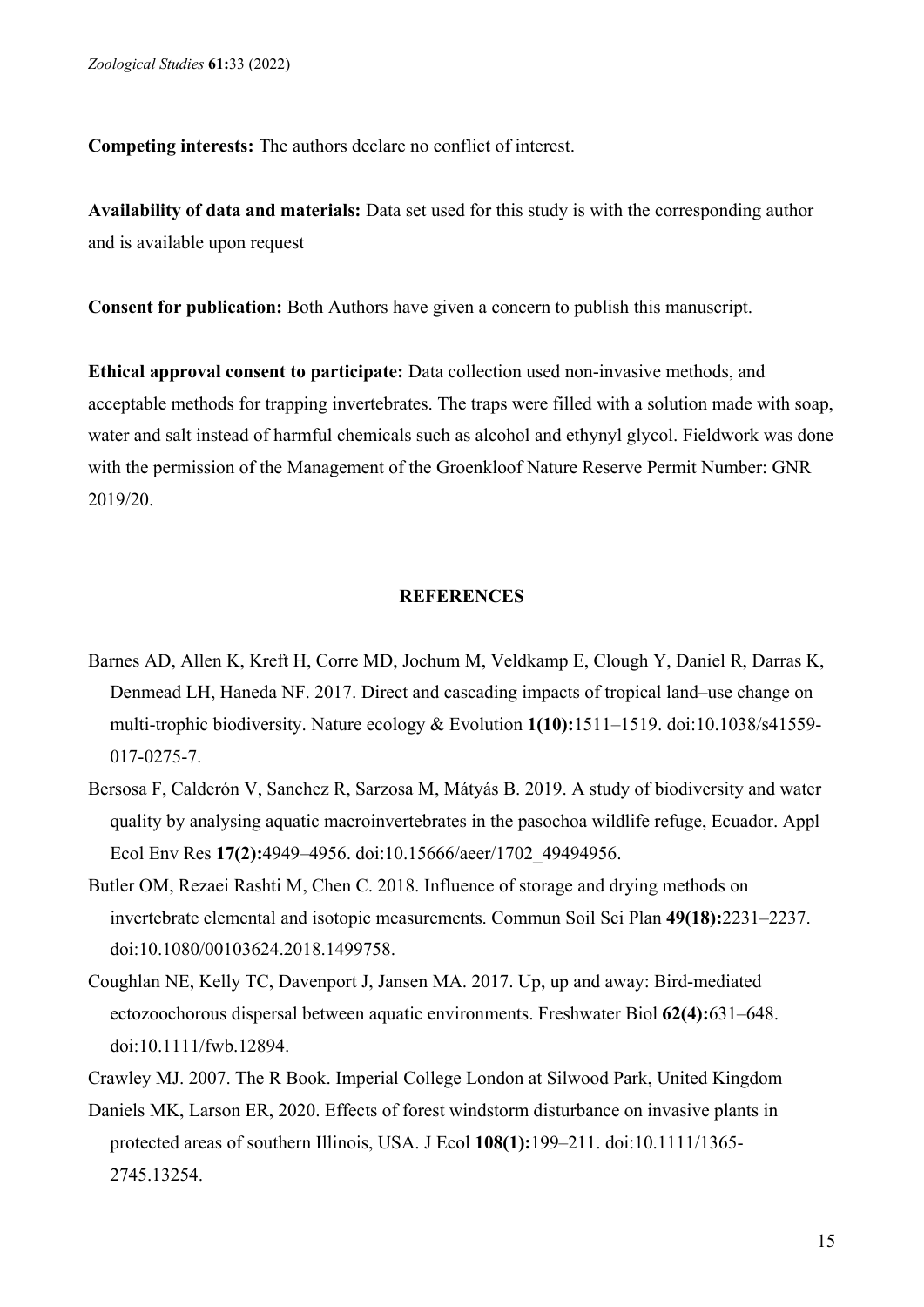**Competing interests:** The authors declare no conflict of interest.

**Availability of data and materials:** Data set used for this study is with the corresponding author and is available upon request

**Consent for publication:** Both Authors have given a concern to publish this manuscript.

**Ethical approval consent to participate:** Data collection used non-invasive methods, and acceptable methods for trapping invertebrates. The traps were filled with a solution made with soap, water and salt instead of harmful chemicals such as alcohol and ethynyl glycol. Fieldwork was done with the permission of the Management of the Groenkloof Nature Reserve Permit Number: GNR 2019/20.

## REFERENCES

Barnes AD, Allen K, Kreft H, Corre MD, Jochum M, Veldkamp E, Clough Y, Daniel R, Darras K, Denmead LH, Haneda NF. 2017. Direct and cascading impacts of tropical land–use change on multi-trophic biodiversity. Nature ecology & Evolution **1(10):**1511–1519. doi:10.1038/s41559-017-0275-7.

Bersosa F, Calderón V, Sanchez R, Sarzosa M, Mátyás B. 2019. A study of biodiversity and water quality by analysing aquatic macroinvertebrates in the pasochoa wildlife refuge, Ecuador. Appl Ecol Env Res **17(2):**4949–4956. doi:10.15666/aeer/1702_49494956.

Butler OM, Rezaei Rashti M, Chen C. 2018. Influence of storage and drying methods on invertebrate elemental and isotopic measurements. Commun Soil Sci Plan **49(18):**2231–2237. doi:10.1080/00103624.2018.1499758.

Coughlan NE, Kelly TC, Davenport J, Jansen MA. 2017. Up, up and away: Bird-mediated ectozoochorous dispersal between aquatic environments. Freshwater Biol **62(4):**631–648. doi:10.1111/fwb.12894.

Crawley MJ. 2007. The R Book. Imperial College London at Silwood Park, United Kingdom

Daniels MK, Larson ER, 2020. Effects of forest windstorm disturbance on invasive plants in protected areas of southern Illinois, USA. J Ecol **108(1):**199–211. doi:10.1111/1365-2745.13254.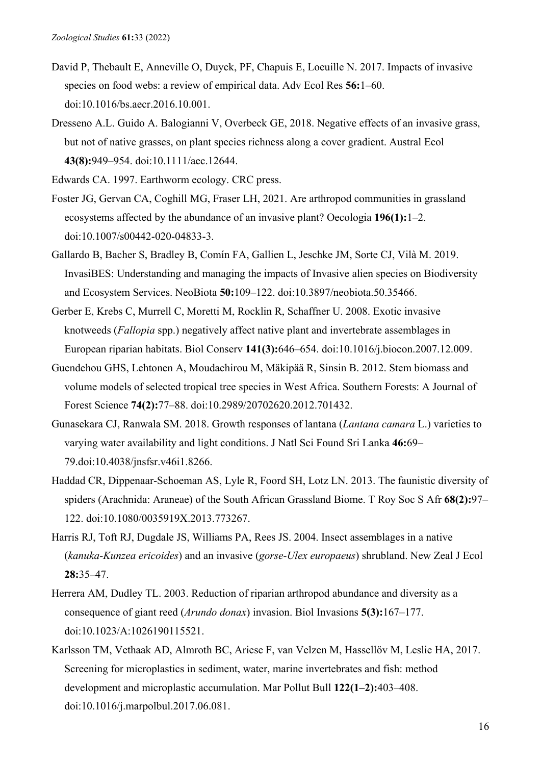David P, Thebault E, Anneville O, Duyck, PF, Chapuis E, Loeuille N. 2017. Impacts of invasive species on food webs: a review of empirical data. Adv Ecol Res **56:**1–60. doi:10.1016/bs.aecr.2016.10.001.

Dresseno A.L. Guido A. Balogianni V, Overbeck GE, 2018. Negative effects of an invasive grass, but not of native grasses, on plant species richness along a cover gradient. Austral Ecol **43(8):**949–954. doi:10.1111/aec.12644.

Edwards CA. 1997. Earthworm ecology. CRC press.

Foster JG, Gervan CA, Coghill MG, Fraser LH, 2021. Are arthropod communities in grassland ecosystems affected by the abundance of an invasive plant? Oecologia **196(1):**1–2. doi:10.1007/s00442-020-04833-3.

Gallardo B, Bacher S, Bradley B, Comín FA, Gallien L, Jeschke JM, Sorte CJ, Vilà M. 2019. InvasiBES: Understanding and managing the impacts of Invasive alien species on Biodiversity and Ecosystem Services. NeoBiota **50:**109–122. doi:10.3897/neobiota.50.35466.

Gerber E, Krebs C, Murrell C, Moretti M, Rocklin R, Schaffner U. 2008. Exotic invasive knotweeds (*Fallopia* spp.) negatively affect native plant and invertebrate assemblages in European riparian habitats. Biol Conserv **141(3):**646–654. doi:10.1016/j.biocon.2007.12.009.

Guendehou GHS, Lehtonen A, Moudachirou M, Mäkipää R, Sinsin B. 2012. Stem biomass and volume models of selected tropical tree species in West Africa. Southern Forests: A Journal of Forest Science **74(2):**77–88. doi:10.2989/20702620.2012.701432.

Gunasekara CJ, Ranwala SM. 2018. Growth responses of lantana (*Lantana camara* L.) varieties to varying water availability and light conditions. J Natl Sci Found Sri Lanka **46:**69–79.doi:10.4038/jnsfsr.v46i1.8266.

Haddad CR, Dippenaar-Schoeman AS, Lyle R, Foord SH, Lotz LN. 2013. The faunistic diversity of spiders (Arachnida: Araneae) of the South African Grassland Biome. T Roy Soc S Afr **68(2):**97–122. doi:10.1080/0035919X.2013.773267.

Harris RJ, Toft RJ, Dugdale JS, Williams PA, Rees JS. 2004. Insect assemblages in a native (*kanuka-Kunzea ericoides*) and an invasive (*gorse-Ulex europaeus*) shrubland. New Zeal J Ecol **28:**35–47.

Herrera AM, Dudley TL. 2003. Reduction of riparian arthropod abundance and diversity as a consequence of giant reed (*Arundo donax*) invasion. Biol Invasions **5(3):**167–177. doi:10.1023/A:1026190115521.

Karlsson TM, Vethaak AD, Almroth BC, Ariese F, van Velzen M, Hassellöv M, Leslie HA, 2017. Screening for microplastics in sediment, water, marine invertebrates and fish: method development and microplastic accumulation. Mar Pollut Bull **122(1–2):**403–408. doi:10.1016/j.marpolbul.2017.06.081.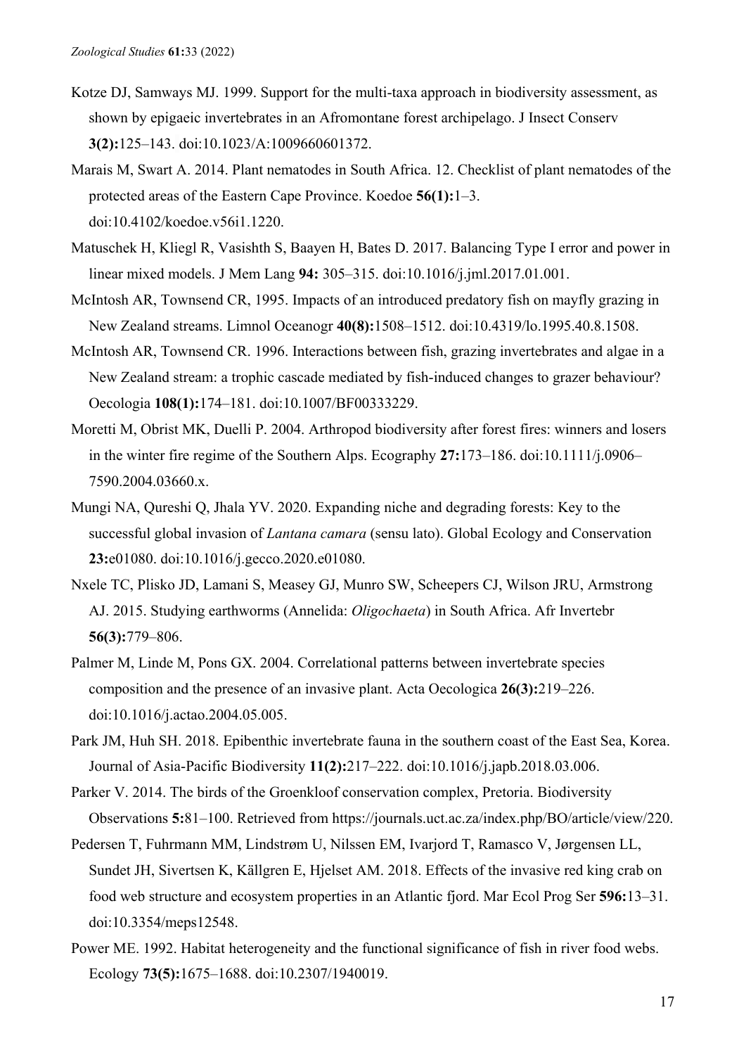Kotze DJ, Samways MJ. 1999. Support for the multi-taxa approach in biodiversity assessment, as shown by epigaeic invertebrates in an Afromontane forest archipelago. J Insect Conserv **3(2):**125–143. doi:10.1023/A:1009660601372.

Marais M, Swart A. 2014. Plant nematodes in South Africa. 12. Checklist of plant nematodes of the protected areas of the Eastern Cape Province. Koedoe **56(1):**1–3. doi:10.4102/koedoe.v56i1.1220.

Matuschek H, Kliegl R, Vasishth S, Baayen H, Bates D. 2017. Balancing Type I error and power in linear mixed models. J Mem Lang **94:** 305–315. doi:10.1016/j.jml.2017.01.001.

McIntosh AR, Townsend CR, 1995. Impacts of an introduced predatory fish on mayfly grazing in New Zealand streams. Limnol Oceanogr **40(8):**1508–1512. doi:10.4319/lo.1995.40.8.1508.

McIntosh AR, Townsend CR. 1996. Interactions between fish, grazing invertebrates and algae in a New Zealand stream: a trophic cascade mediated by fish-induced changes to grazer behaviour? Oecologia **108(1):**174–181. doi:10.1007/BF00333229.

Moretti M, Obrist MK, Duelli P. 2004. Arthropod biodiversity after forest fires: winners and losers in the winter fire regime of the Southern Alps. Ecography **27:**173–186. doi:10.1111/j.0906–7590.2004.03660.x.

Mungi NA, Qureshi Q, Jhala YV. 2020. Expanding niche and degrading forests: Key to the successful global invasion of *Lantana camara* (sensu lato). Global Ecology and Conservation **23:**e01080. doi:10.1016/j.gecco.2020.e01080.

Nxele TC, Plisko JD, Lamani S, Measey GJ, Munro SW, Scheepers CJ, Wilson JRU, Armstrong AJ. 2015. Studying earthworms (Annelida: *Oligochaeta*) in South Africa. Afr Invertebr **56(3):**779–806.

Palmer M, Linde M, Pons GX. 2004. Correlational patterns between invertebrate species composition and the presence of an invasive plant. Acta Oecologica **26(3):**219–226. doi:10.1016/j.actao.2004.05.005.

Park JM, Huh SH. 2018. Epibenthic invertebrate fauna in the southern coast of the East Sea, Korea. Journal of Asia-Pacific Biodiversity **11(2):**217–222. doi:10.1016/j.japb.2018.03.006.

Parker V. 2014. The birds of the Groenkloof conservation complex, Pretoria. Biodiversity Observations **5:**81–100. Retrieved from https://journals.uct.ac.za/index.php/BO/article/view/220.

Pedersen T, Fuhrmann MM, Lindstrøm U, Nilssen EM, Ivarjord T, Ramasco V, Jørgensen LL, Sundet JH, Sivertsen K, Källgren E, Hjelset AM. 2018. Effects of the invasive red king crab on food web structure and ecosystem properties in an Atlantic fjord. Mar Ecol Prog Ser **596:**13–31. doi:10.3354/meps12548.

Power ME. 1992. Habitat heterogeneity and the functional significance of fish in river food webs. Ecology **73(5):**1675–1688. doi:10.2307/1940019.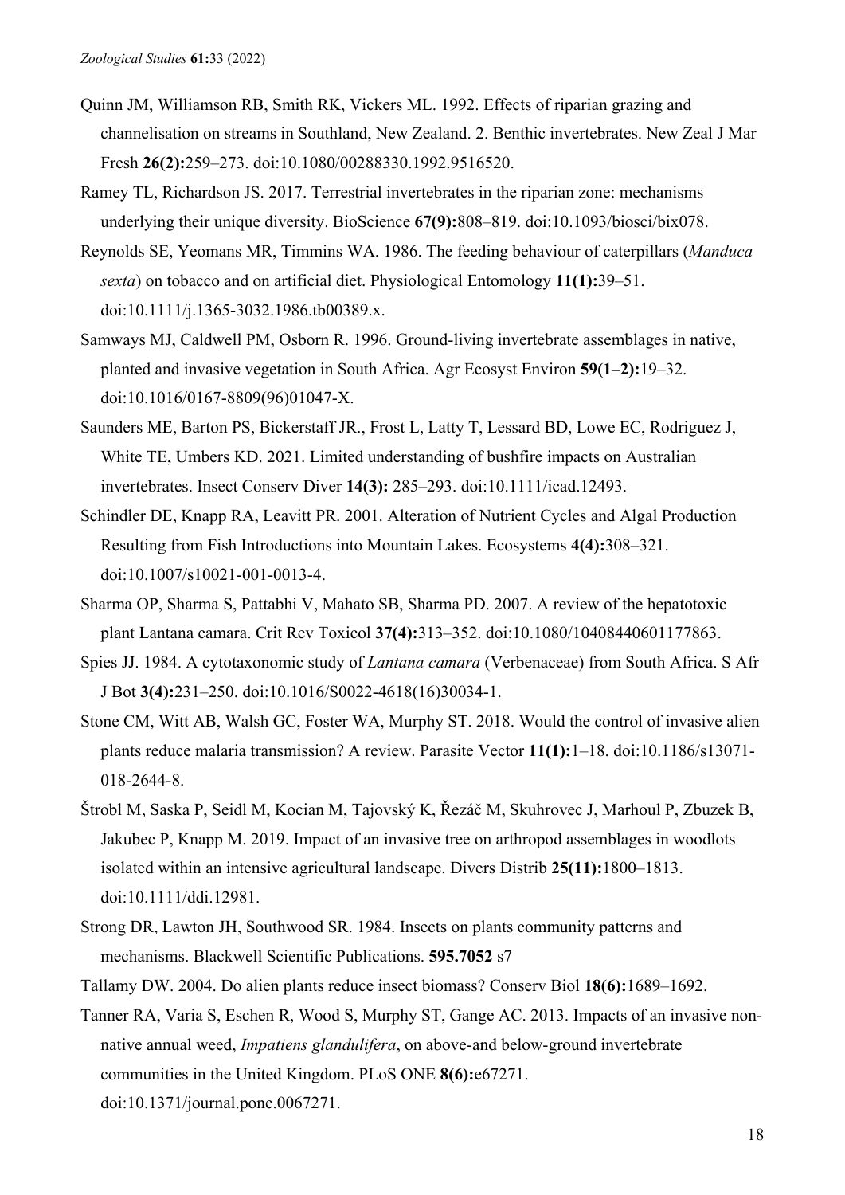Quinn JM, Williamson RB, Smith RK, Vickers ML. 1992. Effects of riparian grazing and channelisation on streams in Southland, New Zealand. 2. Benthic invertebrates. New Zeal J Mar Fresh **26(2):**259–273. doi:10.1080/00288330.1992.9516520.

Ramey TL, Richardson JS. 2017. Terrestrial invertebrates in the riparian zone: mechanisms underlying their unique diversity. BioScience **67(9):**808–819. doi:10.1093/biosci/bix078.

Reynolds SE, Yeomans MR, Timmins WA. 1986. The feeding behaviour of caterpillars (*Manduca sexta*) on tobacco and on artificial diet. Physiological Entomology **11(1):**39–51. doi:10.1111/j.1365-3032.1986.tb00389.x.

Samways MJ, Caldwell PM, Osborn R. 1996. Ground-living invertebrate assemblages in native, planted and invasive vegetation in South Africa. Agr Ecosyst Environ **59(1–2):**19–32. doi:10.1016/0167-8809(96)01047-X.

Saunders ME, Barton PS, Bickerstaff JR., Frost L, Latty T, Lessard BD, Lowe EC, Rodriguez J, White TE, Umbers KD. 2021. Limited understanding of bushfire impacts on Australian invertebrates. Insect Conserv Diver **14(3):** 285–293. doi:10.1111/icad.12493.

Schindler DE, Knapp RA, Leavitt PR. 2001. Alteration of Nutrient Cycles and Algal Production Resulting from Fish Introductions into Mountain Lakes. Ecosystems **4(4):**308–321. doi:10.1007/s10021-001-0013-4.

Sharma OP, Sharma S, Pattabhi V, Mahato SB, Sharma PD. 2007. A review of the hepatotoxic plant Lantana camara. Crit Rev Toxicol **37(4):**313–352. doi:10.1080/10408440601177863.

Spies JJ. 1984. A cytotaxonomic study of *Lantana camara* (Verbenaceae) from South Africa. S Afr J Bot **3(4):**231–250. doi:10.1016/S0022-4618(16)30034-1.

Stone CM, Witt AB, Walsh GC, Foster WA, Murphy ST. 2018. Would the control of invasive alien plants reduce malaria transmission? A review. Parasite Vector **11(1):**1–18. doi:10.1186/s13071-018-2644-8.

Štrobl M, Saska P, Seidl M, Kocian M, Tajovský K, Řezáč M, Skuhrovec J, Marhoul P, Zbuzek B, Jakubec P, Knapp M. 2019. Impact of an invasive tree on arthropod assemblages in woodlots isolated within an intensive agricultural landscape. Divers Distrib **25(11):**1800–1813. doi:10.1111/ddi.12981.

Strong DR, Lawton JH, Southwood SR. 1984. Insects on plants community patterns and mechanisms. Blackwell Scientific Publications. **595.7052** s7

Tallamy DW. 2004. Do alien plants reduce insect biomass? Conserv Biol **18(6):**1689–1692.

Tanner RA, Varia S, Eschen R, Wood S, Murphy ST, Gange AC. 2013. Impacts of an invasive non-native annual weed, *Impatiens glandulifera*, on above-and below-ground invertebrate communities in the United Kingdom. PLoS ONE **8(6):**e67271. doi:10.1371/journal.pone.0067271.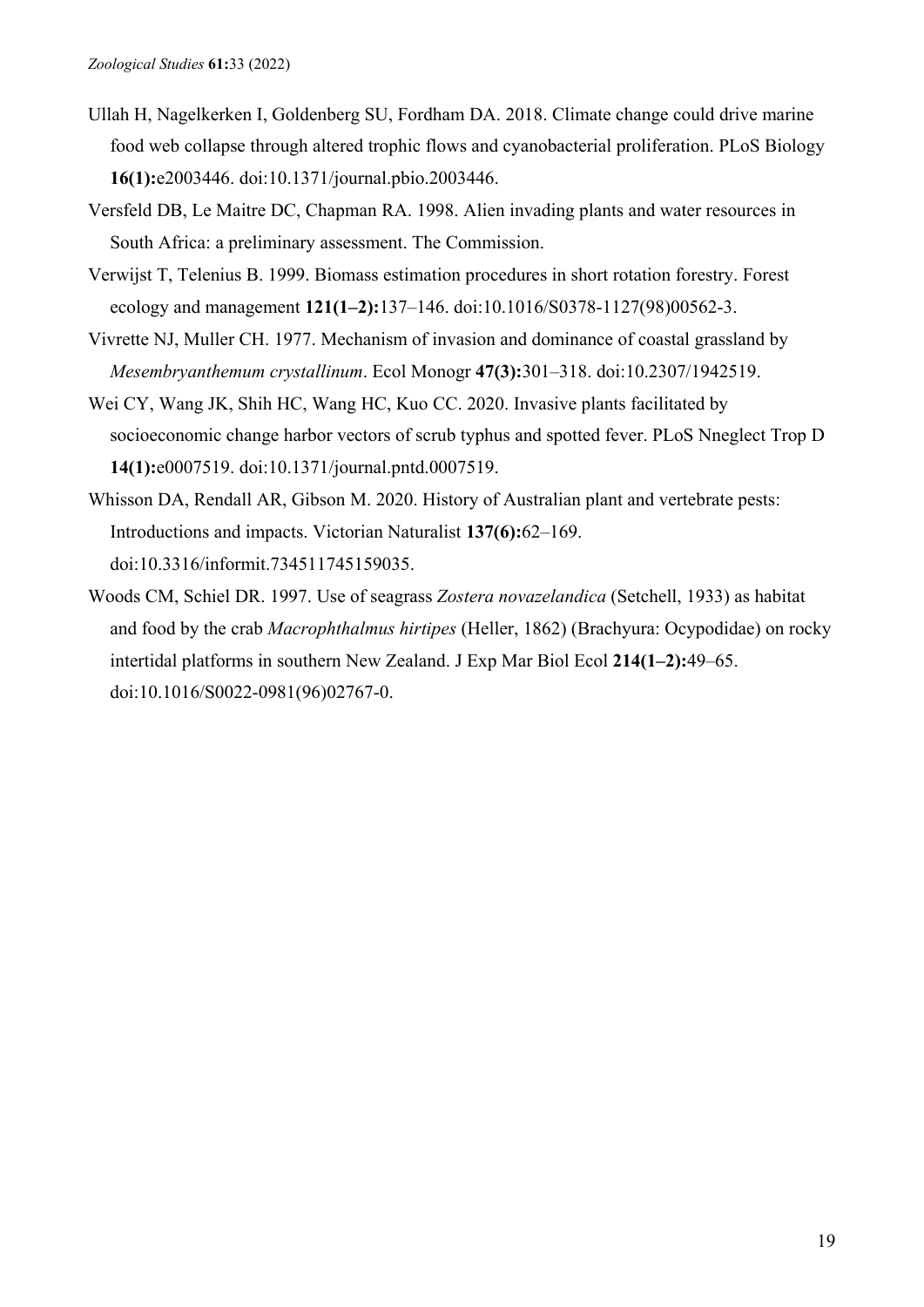Ullah H, Nagelkerken I, Goldenberg SU, Fordham DA. 2018. Climate change could drive marine food web collapse through altered trophic flows and cyanobacterial proliferation. PLoS Biology **16(1):**e2003446. doi:10.1371/journal.pbio.2003446.

Versfeld DB, Le Maitre DC, Chapman RA. 1998. Alien invading plants and water resources in South Africa: a preliminary assessment. The Commission.

Verwijst T, Telenius B. 1999. Biomass estimation procedures in short rotation forestry. Forest ecology and management **121(1–2):**137–146. doi:10.1016/S0378-1127(98)00562-3.

Vivrette NJ, Muller CH. 1977. Mechanism of invasion and dominance of coastal grassland by *Mesembryanthemum crystallinum*. Ecol Monogr **47(3):**301–318. doi:10.2307/1942519.

Wei CY, Wang JK, Shih HC, Wang HC, Kuo CC. 2020. Invasive plants facilitated by socioeconomic change harbor vectors of scrub typhus and spotted fever. PLoS Nneglect Trop D **14(1):**e0007519. doi:10.1371/journal.pntd.0007519.

Whisson DA, Rendall AR, Gibson M. 2020. History of Australian plant and vertebrate pests: Introductions and impacts. Victorian Naturalist **137(6):**62–169. doi:10.3316/informit.734511745159035.

Woods CM, Schiel DR. 1997. Use of seagrass *Zostera novazelandica* (Setchell, 1933) as habitat and food by the crab *Macrophthalmus hirtipes* (Heller, 1862) (Brachyura: Ocypodidae) on rocky intertidal platforms in southern New Zealand. J Exp Mar Biol Ecol **214(1–2):**49–65. doi:10.1016/S0022-0981(96)02767-0.